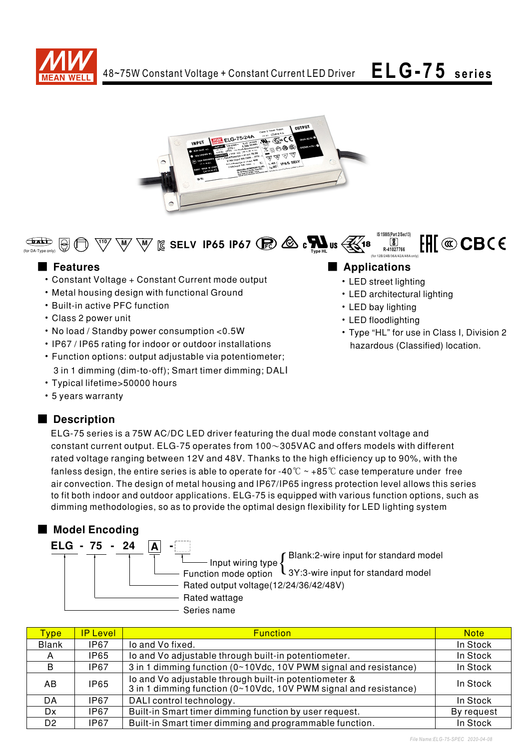# 48~75W Constant Voltage + Constant Current LED Driver **ELG-75 series**

(for DA-Type only)

SELV IP65 IP67

Type HL

IS 15885(Part 2/Sec13) R-41027766 (for 12B/24B/36A/42A/48A only)

## Features

- Constant Voltage + Constant Current mode output
- Metal housing design with functional Ground
- Built-in active PFC function
- Class 2 power unit
- No load / Standby power consumption <0.5W
- IP67 / IP65 rating for indoor or outdoor installations
- Function options: output adjustable via potentiometer; 3 in 1 dimming (dim-to-off); Smart timer dimming; DALI
- Typical lifetime>50000 hours
- 5 years warranty

## Applications

- LED street lighting
- LED architectural lighting
- LED bay lighting
- LED floodlighting
- Type "HL" for use in Class I, Division 2 hazardous (Classified) location.

## Description

ELG-75 series is a 75W AC/DC LED driver featuring the dual mode constant voltage and constant current output. ELG-75 operates from 100～305VAC and offers models with different rated voltage ranging between 12V and 48V. Thanks to the high efficiency up to 90%, with the fanless design, the entire series is able to operate for -40℃ ~ +85℃ case temperature under free air convection. The design of metal housing and IP67/IP65 ingress protection level allows this series to fit both indoor and outdoor applications. ELG-75 is equipped with various function options, such as dimming methodologies, so as to provide the optimal design flexibility for LED lighting system

## Model Encoding

**ELG - 75 - 24 A -**

- Input wiring type: Blank:2-wire input for standard model; 3Y:3-wire input for standard model
- Function mode option
- Rated output voltage(12/24/36/42/48V)
- Rated wattage
- Series name

| Type | IP Level | Function | Note |
|---|---|---|---|
| Blank | IP67 | Io and Vo fixed. | In Stock |
| A | IP65 | Io and Vo adjustable through built-in potentiometer. | In Stock |
| B | IP67 | 3 in 1 dimming function (0~10Vdc, 10V PWM signal and resistance) | In Stock |
| AB | IP65 | Io and Vo adjustable through built-in potentiometer & 3 in 1 dimming function (0~10Vdc, 10V PWM signal and resistance) | In Stock |
| DA | IP67 | DALI control technology. | In Stock |
| Dx | IP67 | Built-in Smart timer dimming function by user request. | By request |
| D2 | IP67 | Built-in Smart timer dimming and programmable function. | In Stock |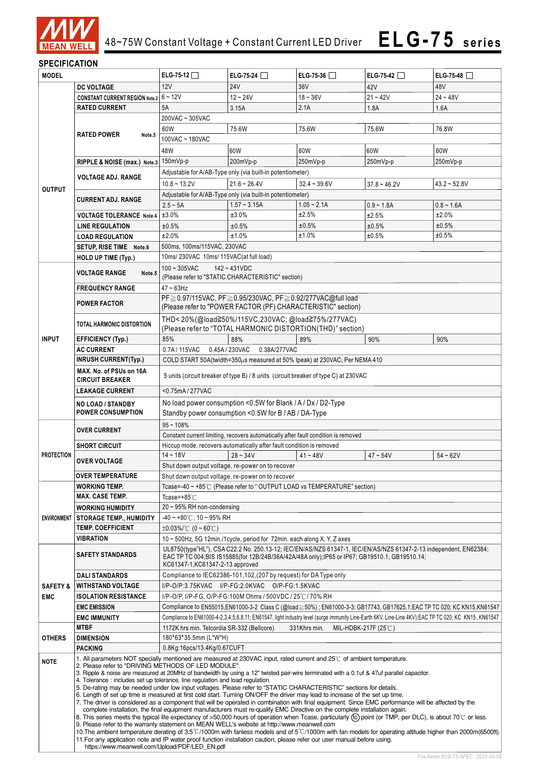# 48~75W Constant Voltage + Constant Current LED Driver **ELG-75 series**

## SPECIFICATION

| MODEL | | ELG-75-12 ☐ | ELG-75-24 ☐ | ELG-75-36 ☐ | ELG-75-42 ☐ | ELG-75-48 ☐ |
|---|---|---|---|---|---|---|
| OUTPUT | DC VOLTAGE | 12V | 24V | 36V | 42V | 48V |
| | CONSTANT CURRENT REGION Note.2 | 6 ~ 12V | 12 ~ 24V | 18 ~ 36V | 21 ~ 42V | 24 ~ 48V |
| | RATED CURRENT | 5A | 3.15A | 2.1A | 1.8A | 1.6A |
| | RATED POWER Note.5 | 200VAC ~ 305VAC | | | | |
| | | 60W | 75.6W | 75.6W | 75.6W | 76.8W |
| | | 100VAC ~ 180VAC | | | | |
| | | 48W | 60W | 60W | 60W | 60W |
| | RIPPLE & NOISE (max.) Note.3 | 150mVp-p | 200mVp-p | 250mVp-p | 250mVp-p | 250mVp-p |
| | VOLTAGE ADJ. RANGE | Adjustable for A/AB-Type only (via built-in potentiometer) | | | | |
| | | 10.8 ~ 13.2V | 21.6 ~ 26.4V | 32.4 ~ 39.6V | 37.8 ~ 46.2V | 43.2 ~ 52.8V |
| | CURRENT ADJ. RANGE | Adjustable for A/AB-Type only (via built-in potentiometer) | | | | |
| | | 2.5 ~ 5A | 1.57 ~ 3.15A | 1.05 ~ 2.1A | 0.9 ~ 1.8A | 0.8 ~ 1.6A |
| | VOLTAGE TOLERANCE Note.4 | ±3.0% | ±3.0% | ±2.5% | ±2.5% | ±2.0% |
| | LINE REGULATION | ±0.5% | ±0.5% | ±0.5% | ±0.5% | ±0.5% |
| | LOAD REGULATION | ±2.0% | ±1.0% | ±1.0% | ±0.5% | ±0.5% |
| | SETUP, RISE TIME Note.6 | 500ms, 100ms/115VAC, 230VAC | | | | |
| | HOLD UP TIME (Typ.) | 10ms/ 230VAC 10ms/ 115VAC(at full load) | | | | |
| INPUT | VOLTAGE RANGE Note.5 | 100 ~ 305VAC 142 ~ 431VDC (Please refer to "STATIC CHARACTERISTIC" section) | | | | |
| | FREQUENCY RANGE | 47 ~ 63Hz | | | | |
| | POWER FACTOR | PF≧0.97/115VAC, PF≧0.95/230VAC, PF≧0.92/277VAC@full load (Please refer to "POWER FACTOR (PF) CHARACTERISTIC" section) | | | | |
| | TOTAL HARMONIC DISTORTION | THD< 20%(@load≧50%/115VC,230VAC; @load≧75%/277VAC) (Please refer to "TOTAL HARMONIC DISTORTION(THD)" section) | | | | |
| | EFFICIENCY (Typ.) | 85% | 88% | 89% | 90% | 90% |
| | AC CURRENT | 0.7A / 115VAC 0.45A / 230VAC 0.38A/277VAC | | | | |
| | INRUSH CURRENT(Typ.) | COLD START 50A(twidth=350μs measured at 50% Ipeak) at 230VAC; Per NEMA 410 | | | | |
| | MAX. No. of PSUs on 16A CIRCUIT BREAKER | 5 units (circuit breaker of type B) / 8 units (circuit breaker of type C) at 230VAC | | | | |
| | LEAKAGE CURRENT | <0.75mA / 277VAC | | | | |
| | NO LOAD / STANDBY POWER CONSUMPTION | No load power consumption <0.5W for Blank / A / Dx / D2-Type Standby power consumption <0.5W for B / AB / DA-Type | | | | |
| PROTECTION | OVER CURRENT | 95 ~ 108% | | | | |
| | | Constant current limiting, recovers automatically after fault condition is removed | | | | |
| | SHORT CIRCUIT | Hiccup mode, recovers automatically after fault condition is removed | | | | |
| | OVER VOLTAGE | 14 ~ 18V | 28 ~ 34V | 41 ~ 48V | 47 ~ 54V | 54 ~ 62V |
| | | Shut down output voltage, re-power on to recover | | | | |
| | OVER TEMPERATURE | Shut down output voltage, re-power on to recover | | | | |
| ENVIRONMENT | WORKING TEMP. | Tcase=-40 ~ +85℃ (Please refer to " OUTPUT LOAD vs TEMPERATURE" section) | | | | |
| | MAX. CASE TEMP. | Tcase=+85℃ | | | | |
| | WORKING HUMIDITY | 20 ~ 95% RH non-condensing | | | | |
| | STORAGE TEMP., HUMIDITY | -40 ~ +80℃, 10 ~ 95% RH | | | | |
| | TEMP. COEFFICIENT | ±0.03%/℃ (0 ~ 60℃) | | | | |
| | VIBRATION | 10 ~ 500Hz, 5G 12min./1cycle, period for 72min. each along X, Y, Z axes | | | | |
| SAFETY & EMC | SAFETY STANDARDS | UL8750(type"HL"), CSA C22.2 No. 250.13-12; IEC/EN/AS/NZS 61347-1, IEC/EN/AS/NZS 61347-2-13 independent, EN62384; EAC TP TC 004;BIS IS15885(for 12B/24B/36A/42A/48A only);IP65 or IP67; GB19510.1, GB19510.14; KC61347-1,KC61347-2-13 approved | | | | |
| | DALI STANDARDS | Compliance to IEC62386-101,102,(207 by request) for DA Type only | | | | |
| | WITHSTAND VOLTAGE | I/P-O/P:3.75KVAC I/P-FG:2.0KVAC O/P-FG:1.5KVAC | | | | |
| | ISOLATION RESISTANCE | I/P-O/P, I/P-FG, O/P-FG:100M Ohms / 500VDC / 25℃/ 70% RH | | | | |
| | EMC EMISSION | Compliance to EN55015,EN61000-3-2 Class C (@load≧50%) ; EN61000-3-3; GB17743, GB17625.1;EAC TP TC 020; KC KN15,KN61547 | | | | |
| | EMC IMMUNITY | Compliance to EN61000-4-2,3,4,5,6,8,11; EN61547, light industry level (surge immunity Line-Earth 6KV, Line-Line 4KV);EAC TP TC 020; KC KN15, KN61547 | | | | |
| OTHERS | MTBF | 1172K hrs min. Telcordia SR-332 (Bellcore) 331Khrs min. MIL-HDBK-217F (25℃) | | | | |
| | DIMENSION | 180*63*35.5mm (L*W*H) | | | | |
| | PACKING | 0.8Kg;16pcs/13.4Kg/0.67CUFT | | | | |

**NOTE**

1. All parameters NOT specially mentioned are measured at 230VAC input, rated current and 25℃ of ambient temperature.
2. Please refer to "DRIVING METHODS OF LED MODULE".
3. Ripple & noise are measured at 20MHz of bandwidth by using a 12" twisted pair-wire terminated with a 0.1uf & 47uf parallel capacitor.
4. Tolerance : includes set up tolerance, line regulation and load regulation.
5. De-rating may be needed under low input voltages. Please refer to "STATIC CHARACTERISTIC" sections for details.
6. Length of set up time is measured at first cold start. Turning ON/OFF the driver may lead to increase of the set up time.
7. The driver is considered as a component that will be operated in combination with final equipment. Since EMC performance will be affected by the complete installation, the final equipment manufacturers must re-qualify EMC Directive on the complete installation again.
8. This series meets the typical life expectancy of >50,000 hours of operation when Tcase, particularly (tc) point (or TMP, per DLC), is about 70℃ or less.
9. Please refer to the warranty statement on MEAN WELL's website at http://www.meanwell.com
10. The ambient temperature derating of 3.5℃/1000m with fanless models and of 5℃/1000m with fan models for operating altitude higher than 2000m(6500ft).
11. For any application note and IP water proof function installation caution, please refer our user manual before using. https://www.meanwell.com/Upload/PDF/LED_EN.pdf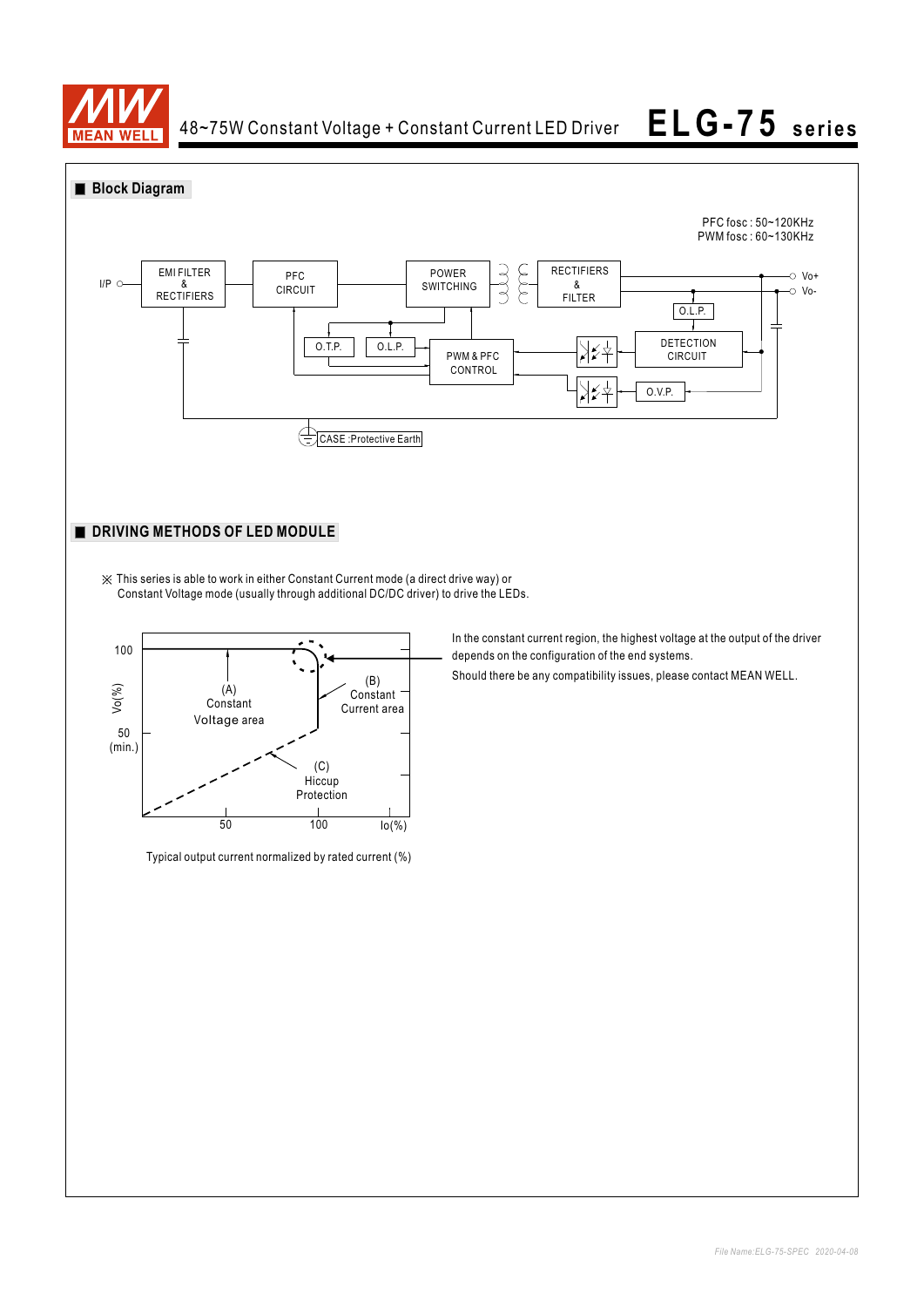## Block Diagram

PFC fosc : 50~120KHz
PWM fosc : 60~130KHz

I/P — EMI FILTER & RECTIFIERS — PFC CIRCUIT — POWER SWITCHING — RECTIFIERS & FILTER — Vo+ / Vo-

O.T.P. — O.L.P. — PWM & PFC CONTROL — DETECTION CIRCUIT — O.L.P. — O.V.P.

CASE :Protective Earth

## DRIVING METHODS OF LED MODULE

※ This series is able to work in either Constant Current mode (a direct drive way) or Constant Voltage mode (usually through additional DC/DC driver) to drive the LEDs.

Vo(%): 100, 50 (min.)

(A) Constant Voltage area

(B) Constant Current area

(C) Hiccup Protection

Io(%): 50, 100

Typical output current normalized by rated current (%)

In the constant current region, the highest voltage at the output of the driver depends on the configuration of the end systems.

Should there be any compatibility issues, please contact MEAN WELL.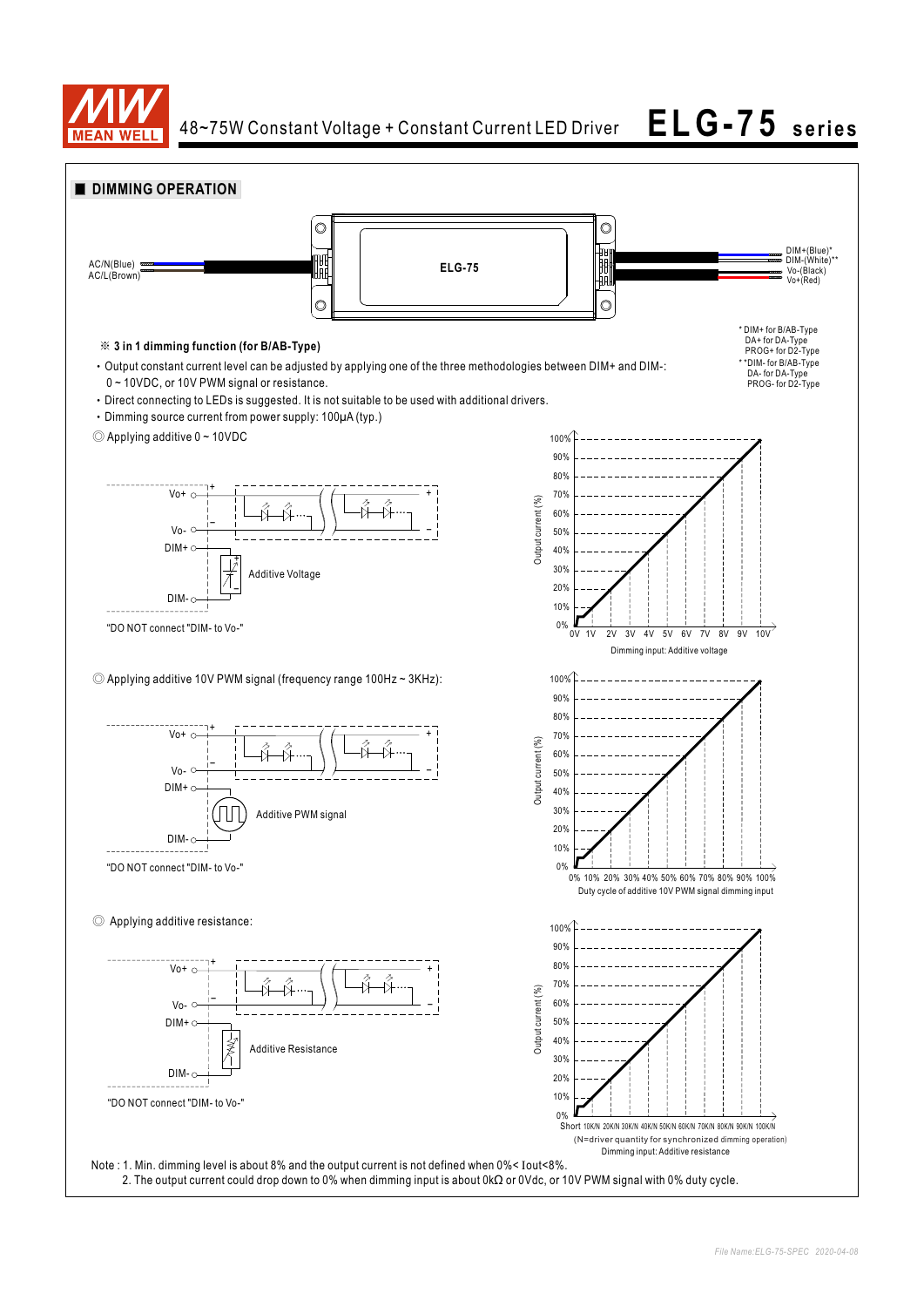## ■ DIMMING OPERATION

AC/N(Blue)
AC/L(Brown)

ELG-75

DIM+(Blue)*
DIM-(White)**
Vo-(Black)
Vo+(Red)

* DIM+ for B/AB-Type
DA+ for DA-Type
PROG+ for D2-Type
* *DIM- for B/AB-Type
DA- for DA-Type
PROG- for D2-Type

### ※ 3 in 1 dimming function (for B/AB-Type)

- Output constant current level can be adjusted by applying one of the three methodologies between DIM+ and DIM-: 0 ~ 10VDC, or 10V PWM signal or resistance.
- Direct connecting to LEDs is suggested. It is not suitable to be used with additional drivers.
- Dimming source current from power supply: 100μA (typ.)

◎ Applying additive 0 ~ 10VDC

Vo+, Vo-, DIM+, DIM-, Additive Voltage

"DO NOT connect "DIM- to Vo-"

Output current (%) — Dimming input: Additive voltage (0V, 1V, 2V, 3V, 4V, 5V, 6V, 7V, 8V, 9V, 10V)

◎ Applying additive 10V PWM signal (frequency range 100Hz ~ 3KHz):

Vo+, Vo-, DIM+, DIM-, Additive PWM signal

"DO NOT connect "DIM- to Vo-"

Output current (%) — Duty cycle of additive 10V PWM signal dimming input (0%, 10%, 20%, 30%, 40%, 50%, 60%, 70%, 80%, 90%, 100%)

◎ Applying additive resistance:

Vo+, Vo-, DIM+, DIM-, Additive Resistance

"DO NOT connect "DIM- to Vo-"

Output current (%) — Short, 10K/N, 20K/N, 30K/N, 40K/N, 50K/N, 60K/N, 70K/N, 80K/N, 90K/N, 100K/N
(N=driver quantity for synchronized dimming operation)
Dimming input: Additive resistance

Note : 1. Min. dimming level is about 8% and the output current is not defined when 0%< Iout<8%.
2. The output current could drop down to 0% when dimming input is about 0kΩ or 0Vdc, or 10V PWM signal with 0% duty cycle.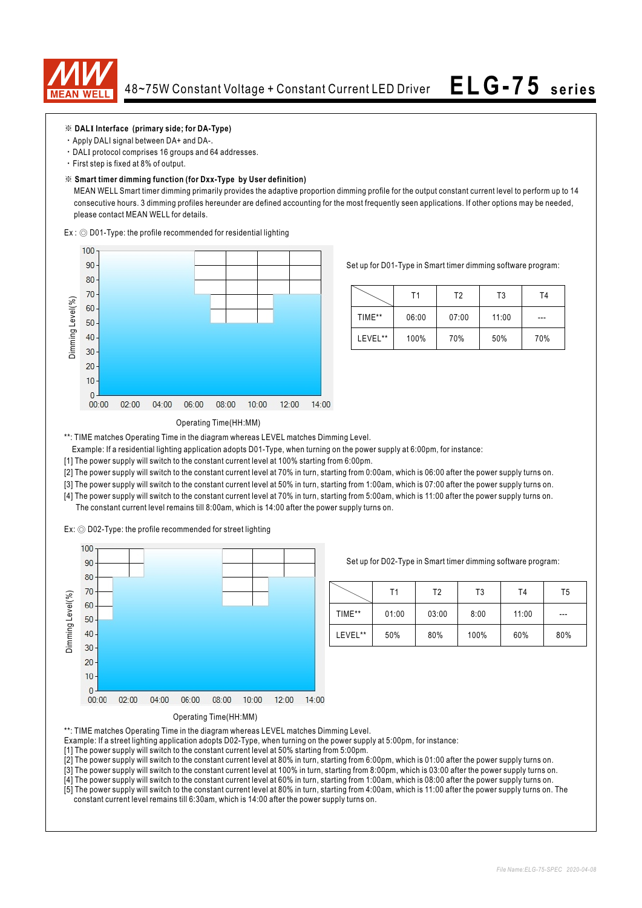※ **DALI Interface (primary side; for DA-Type)**

- Apply DALI signal between DA+ and DA-.
- DALI protocol comprises 16 groups and 64 addresses.
- First step is fixed at 8% of output.

※ **Smart timer dimming function (for Dxx-Type by User definition)**

MEAN WELL Smart timer dimming primarily provides the adaptive proportion dimming profile for the output constant current level to perform up to 14 consecutive hours. 3 dimming profiles hereunder are defined accounting for the most frequently seen applications. If other options may be needed, please contact MEAN WELL for details.

Ex : ◎ D01-Type: the profile recommended for residential lighting

Operating Time(HH:MM)

Set up for D01-Type in Smart timer dimming software program:

| | T1 | T2 | T3 | T4 |
|---|---|---|---|---|
| TIME** | 06:00 | 07:00 | 11:00 | --- |
| LEVEL** | 100% | 70% | 50% | 70% |

**: TIME matches Operating Time in the diagram whereas LEVEL matches Dimming Level.

Example: If a residential lighting application adopts D01-Type, when turning on the power supply at 6:00pm, for instance:

[1] The power supply will switch to the constant current level at 100% starting from 6:00pm.

[2] The power supply will switch to the constant current level at 70% in turn, starting from 0:00am, which is 06:00 after the power supply turns on.

[3] The power supply will switch to the constant current level at 50% in turn, starting from 1:00am, which is 07:00 after the power supply turns on.

[4] The power supply will switch to the constant current level at 70% in turn, starting from 5:00am, which is 11:00 after the power supply turns on. The constant current level remains till 8:00am, which is 14:00 after the power supply turns on.

Ex: ◎ D02-Type: the profile recommended for street lighting

Operating Time(HH:MM)

Set up for D02-Type in Smart timer dimming software program:

| | T1 | T2 | T3 | T4 | T5 |
|---|---|---|---|---|---|
| TIME** | 01:00 | 03:00 | 8:00 | 11:00 | --- |
| LEVEL** | 50% | 80% | 100% | 60% | 80% |

**: TIME matches Operating Time in the diagram whereas LEVEL matches Dimming Level.

Example: If a street lighting application adopts D02-Type, when turning on the power supply at 5:00pm, for instance:

[1] The power supply will switch to the constant current level at 50% starting from 5:00pm.

[2] The power supply will switch to the constant current level at 80% in turn, starting from 6:00pm, which is 01:00 after the power supply turns on.

[3] The power supply will switch to the constant current level at 100% in turn, starting from 8:00pm, which is 03:00 after the power supply turns on.

[4] The power supply will switch to the constant current level at 60% in turn, starting from 1:00am, which is 08:00 after the power supply turns on.

[5] The power supply will switch to the constant current level at 80% in turn, starting from 4:00am, which is 11:00 after the power supply turns on. The constant current level remains till 6:30am, which is 14:00 after the power supply turns on.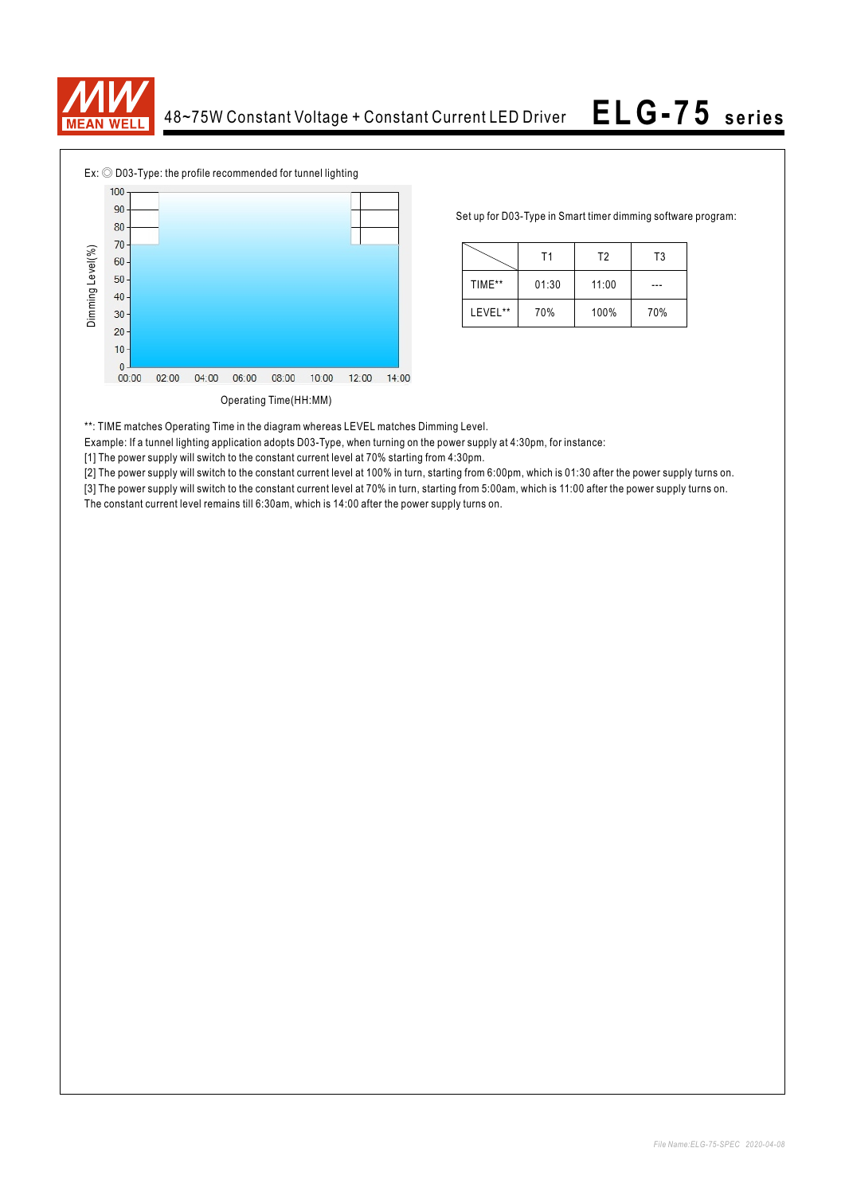Ex: ◎ D03-Type: the profile recommended for tunnel lighting

Set up for D03-Type in Smart timer dimming software program:

| | T1 | T2 | T3 |
|---|---|---|---|
| TIME** | 01:30 | 11:00 | --- |
| LEVEL** | 70% | 100% | 70% |

**: TIME matches Operating Time in the diagram whereas LEVEL matches Dimming Level.

Example: If a tunnel lighting application adopts D03-Type, when turning on the power supply at 4:30pm, for instance:

[1] The power supply will switch to the constant current level at 70% starting from 4:30pm.

[2] The power supply will switch to the constant current level at 100% in turn, starting from 6:00pm, which is 01:30 after the power supply turns on.

[3] The power supply will switch to the constant current level at 70% in turn, starting from 5:00am, which is 11:00 after the power supply turns on.

The constant current level remains till 6:30am, which is 14:00 after the power supply turns on.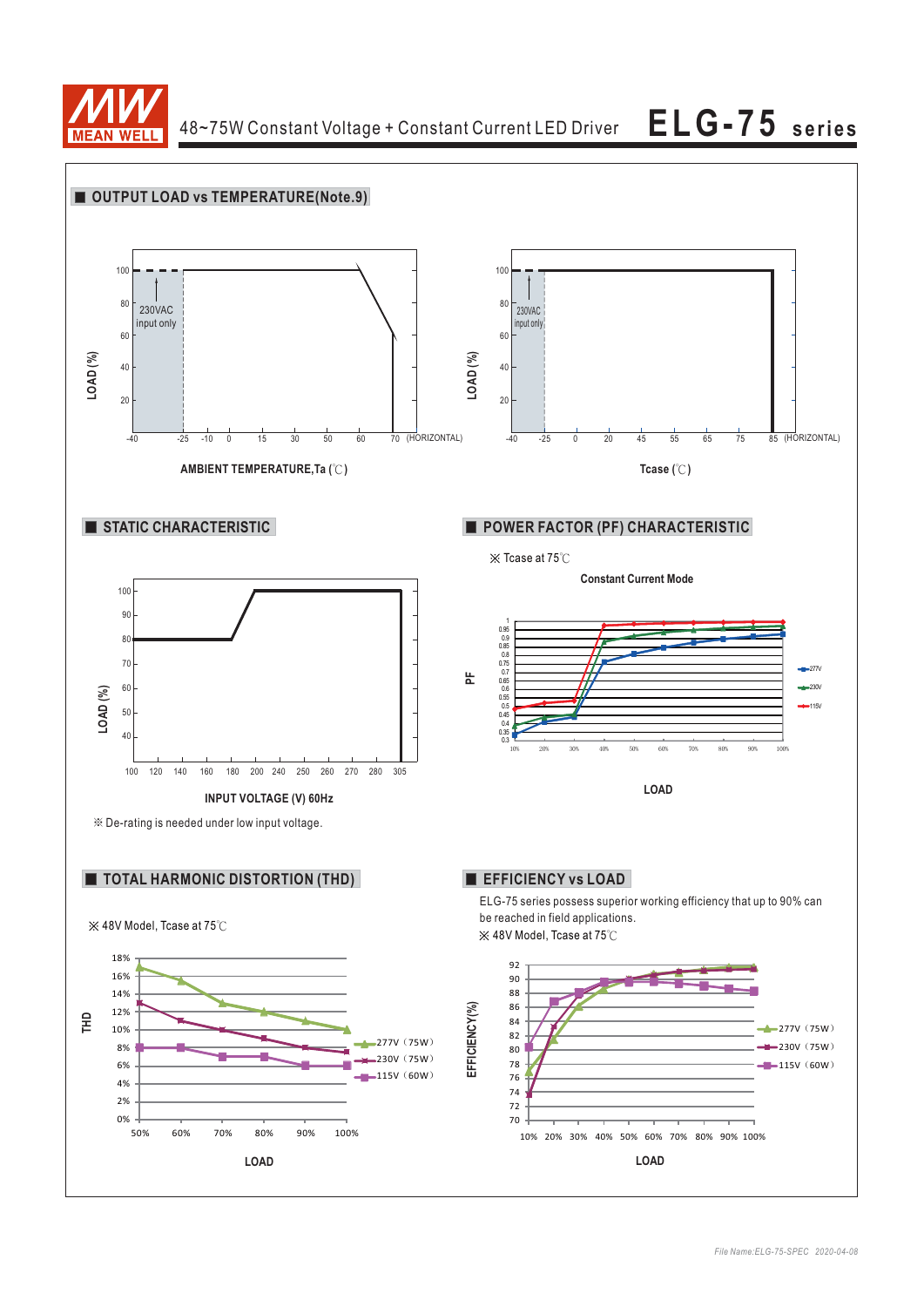# 48~75W Constant Voltage + Constant Current LED Driver — ELG-75 series

## OUTPUT LOAD vs TEMPERATURE(Note.9)

LOAD (%)

100, 80, 60, 40, 20

230VAC input only

-40, -25, -10, 0, 15, 30, 50, 60, 70 (HORIZONTAL)

AMBIENT TEMPERATURE,Ta (℃)

LOAD (%)

100, 80, 60, 40, 20

230VAC input only

-40, -25, 0, 20, 45, 55, 65, 75, 85 (HORIZONTAL)

Tcase (℃)

## STATIC CHARACTERISTIC

LOAD (%)

100, 90, 80, 70, 60, 50, 40

100, 120, 140, 160, 180, 200, 240, 250, 260, 270, 280, 305

INPUT VOLTAGE (V) 60Hz

※ De-rating is needed under low input voltage.

## POWER FACTOR (PF) CHARACTERISTIC

※ Tcase at 75℃

Constant Current Mode

PF

1, 0.95, 0.9, 0.85, 0.8, 0.75, 0.7, 0.65, 0.6, 0.55, 0.5, 0.45, 0.4, 0.35, 0.3

10%, 20%, 30%, 40%, 50%, 60%, 70%, 80%, 90%, 100%

277V, 230V, 115V

LOAD

## TOTAL HARMONIC DISTORTION (THD)

※ 48V Model, Tcase at 75℃

THD

18%, 16%, 14%, 12%, 10%, 8%, 6%, 4%, 2%, 0%

50%, 60%, 70%, 80%, 90%, 100%

277V（75W）, 230V（75W）, 115V（60W）

LOAD

## EFFICIENCY vs LOAD

ELG-75 series possess superior working efficiency that up to 90% can be reached in field applications.

※ 48V Model, Tcase at 75℃

EFFICIENCY(%)

92, 90, 88, 86, 84, 82, 80, 78, 76, 74, 72, 70

10%, 20%, 30%, 40%, 50%, 60%, 70%, 80%, 90%, 100%

277V（75W）, 230V（75W）, 115V（60W）

LOAD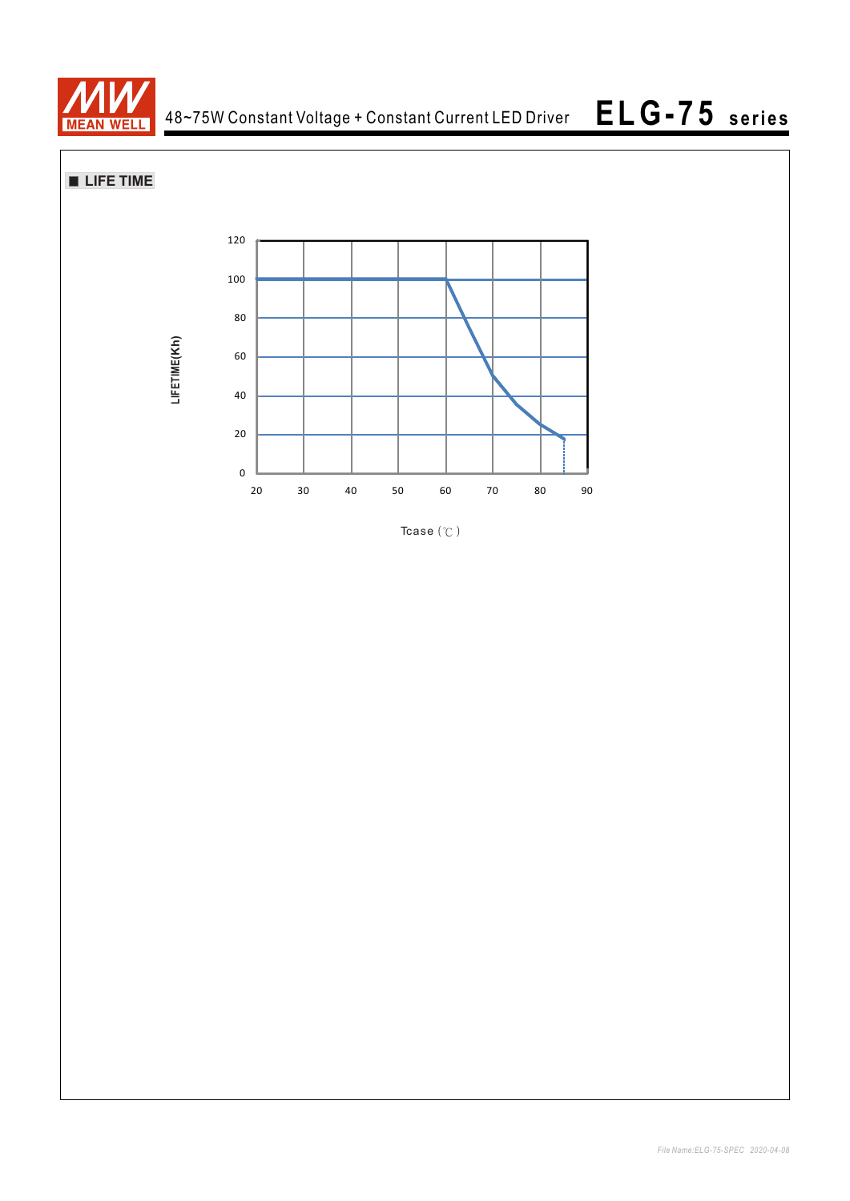## ■ LIFE TIME

LIFETIME(Kh)

120
100
80
60
40
20
0

20 30 40 50 60 70 80 90

Tcase (℃)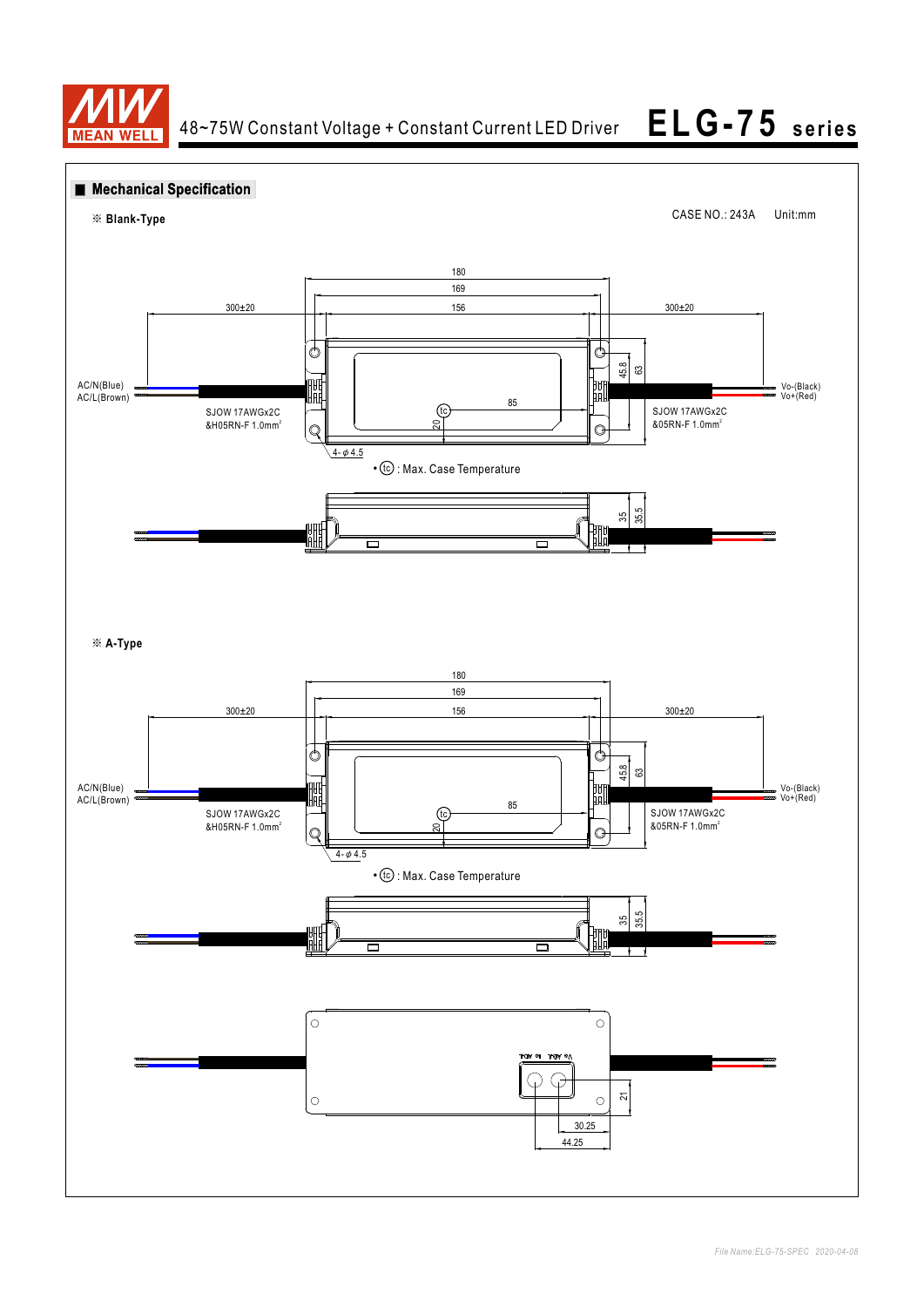## Mechanical Specification

※ **Blank-Type**

CASE NO.: 243A Unit:mm

180

169

156

300±20

300±20

AC/N(Blue)
AC/L(Brown)

SJOW 17AWGx2C
&H05RN-F 1.0mm²

45.8

63

Vo-(Black)
Vo+(Red)

85

20

SJOW 17AWGx2C
&05RN-F 1.0mm²

4-φ4.5

• (tc) : Max. Case Temperature

35

35.5

※ **A-Type**

180

169

156

300±20

300±20

AC/N(Blue)
AC/L(Brown)

SJOW 17AWGx2C
&H05RN-F 1.0mm²

45.8

63

Vo-(Black)
Vo+(Red)

85

20

SJOW 17AWGx2C
&05RN-F 1.0mm²

4-φ4.5

• (tc) : Max. Case Temperature

35

35.5

Io ADJ. Vo ADJ.

21

30.25

44.25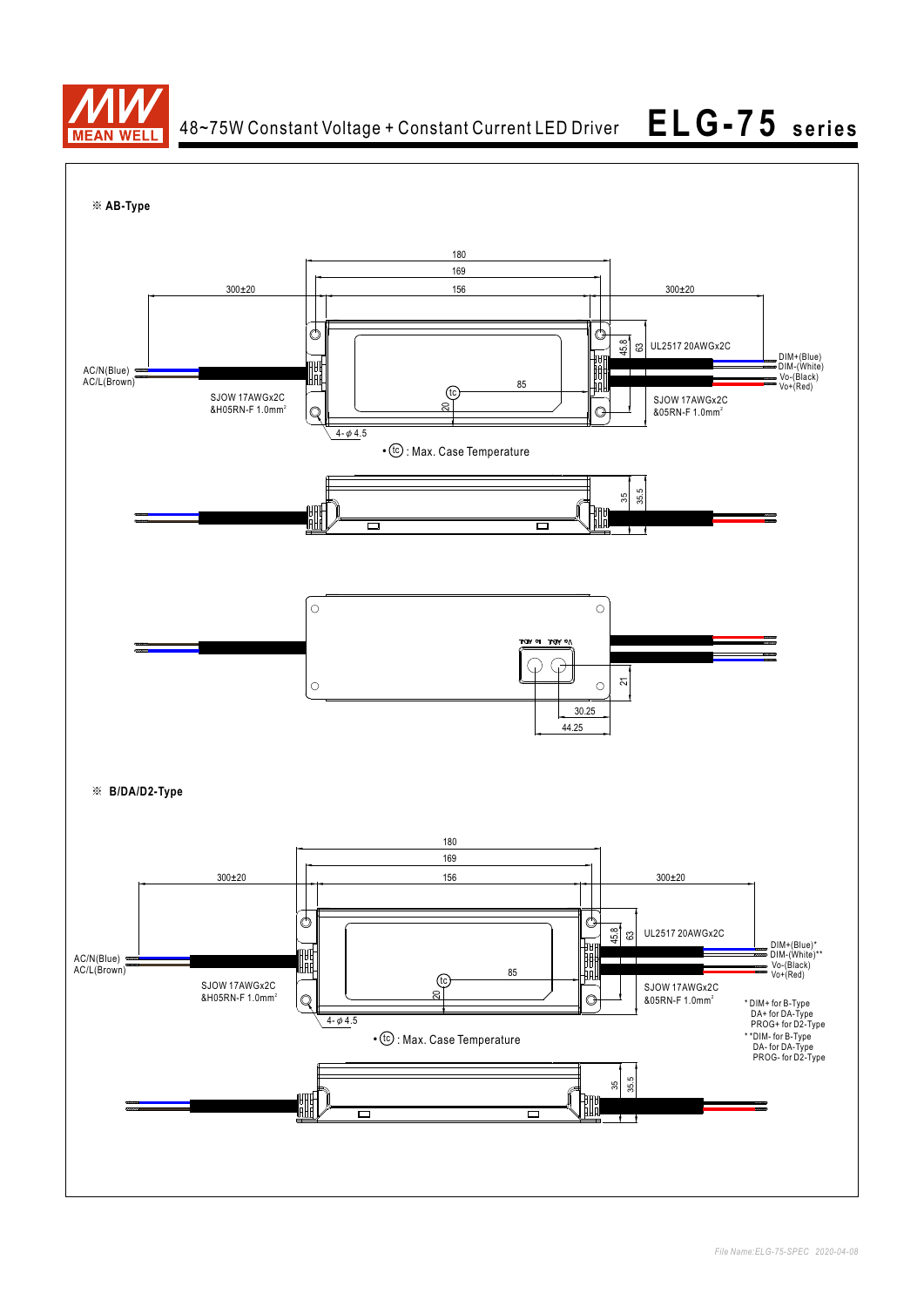※ **AB-Type**

180

169

156

300±20

300±20

45.8

63

UL2517 20AWGx2C

DIM+(Blue)

DIM-(White)

Vo-(Black)

Vo+(Red)

AC/N(Blue)

AC/L(Brown)

85

tc

20

SJOW 17AWGx2C

&H05RN-F 1.0mm²

SJOW 17AWGx2C

&05RN-F 1.0mm²

4-φ4.5

• tc : Max. Case Temperature

35

35.5

Io ADJ. Vo ADJ.

21

30.25

44.25

※ **B/DA/D2-Type**

180

169

156

300±20

300±20

45.8

63

UL2517 20AWGx2C

DIM+(Blue)*

DIM-(White)**

Vo-(Black)

Vo+(Red)

AC/N(Blue)

AC/L(Brown)

85

tc

20

SJOW 17AWGx2C

&H05RN-F 1.0mm²

SJOW 17AWGx2C

&05RN-F 1.0mm²

4-φ4.5

• tc : Max. Case Temperature

\* DIM+ for B-Type
DA+ for DA-Type
PROG+ for D2-Type

\*\*DIM- for B-Type
DA- for DA-Type
PROG- for D2-Type

35

35.5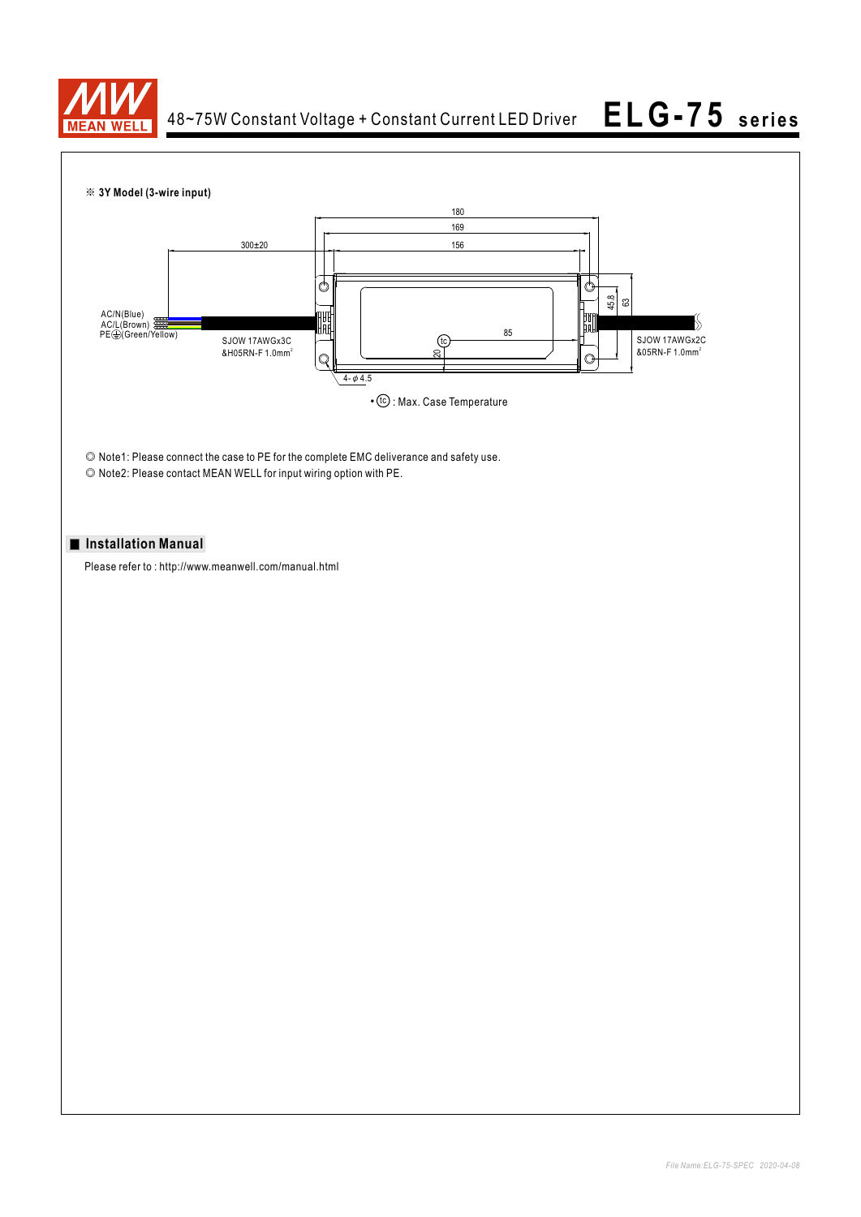※ **3Y Model (3-wire input)**

180

169

156

300±20

AC/N(Blue)
AC/L(Brown)
PE⏚(Green/Yellow)

SJOW 17AWGx3C
&H05RN-F 1.0mm²

85

20

45.8

63

SJOW 17AWGx2C
&05RN-F 1.0mm²

4-φ4.5

• (tc) : Max. Case Temperature

◎ Note1: Please connect the case to PE for the complete EMC deliverance and safety use.

◎ Note2: Please contact MEAN WELL for input wiring option with PE.

## Installation Manual

Please refer to : http://www.meanwell.com/manual.html